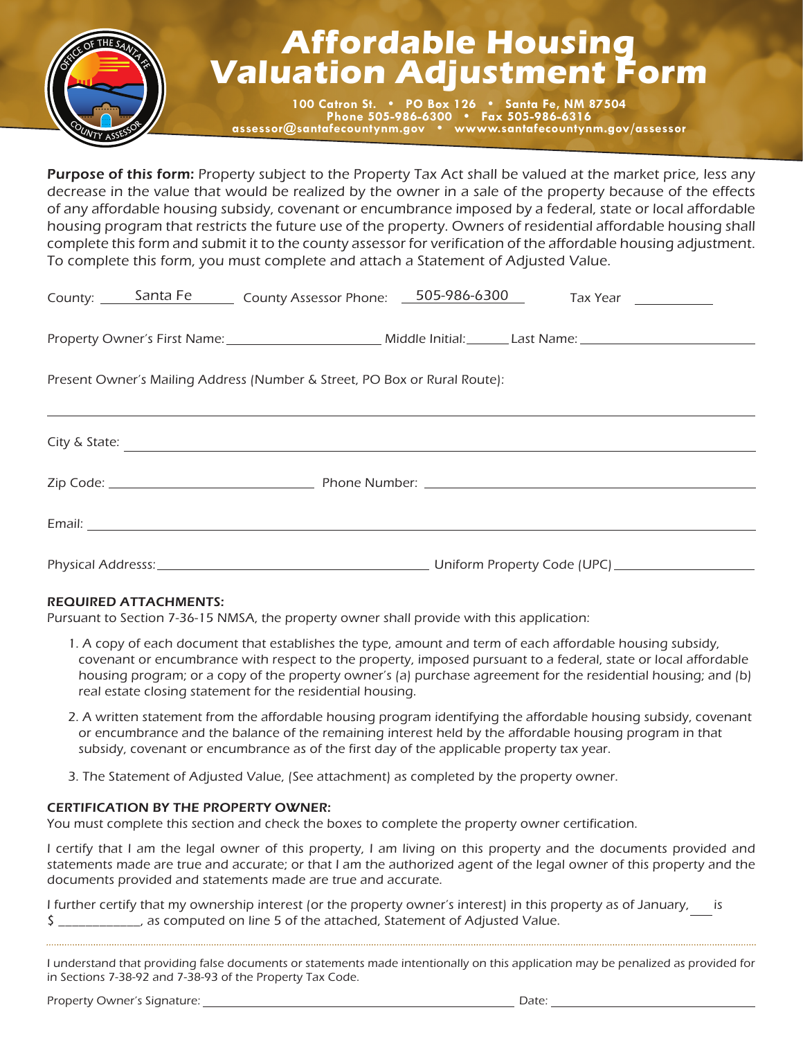# Affordable Housing Valuation Adjustment Form

100 Catron St. • PO Box 126 • Santa Fe, NM 87504
Phone 505-986-6300 • Fax 505-986-6316
assessor@santafecountynm.gov • wwww.santafecountynm.gov/assessor

**Purpose of this form:** Property subject to the Property Tax Act shall be valued at the market price, less any decrease in the value that would be realized by the owner in a sale of the property because of the effects of any affordable housing subsidy, covenant or encumbrance imposed by a federal, state or local affordable housing program that restricts the future use of the property. Owners of residential affordable housing shall complete this form and submit it to the county assessor for verification of the affordable housing adjustment. To complete this form, you must complete and attach a Statement of Adjusted Value.

County: Santa Fe County Assessor Phone: 505-986-6300 Tax Year ____________

Property Owner's First Name: ______________________ Middle Initial: ______ Last Name: __________________________

Present Owner's Mailing Address (Number & Street, PO Box or Rural Route):

___________________________________________________________________________

City & State: ___________________________________________________________________

Zip Code: ______________________________ Phone Number: ______________________________

Email: _________________________________________________________________________

Physical Addresss: _______________________________ Uniform Property Code (UPC) ____________________

### REQUIRED ATTACHMENTS:

Pursuant to Section 7-36-15 NMSA, the property owner shall provide with this application:

1. *A copy of each document that establishes the type, amount and term of each affordable housing subsidy, covenant or encumbrance with respect to the property, imposed pursuant to a federal, state or local affordable housing program; or a copy of the property owner's (a) purchase agreement for the residential housing; and (b) real estate closing statement for the residential housing.*
2. A written statement from the affordable housing program identifying the affordable housing subsidy, covenant or encumbrance and the balance of the remaining interest held by the affordable housing program in that subsidy, covenant or encumbrance as of the first day of the applicable property tax year.
3. The Statement of Adjusted Value, (See attachment) as completed by the property owner.

### CERTIFICATION BY THE PROPERTY OWNER:

You must complete this section and check the boxes to complete the property owner certification.

I certify that I am the legal owner of this property, I am living on this property and the documents provided and statements made are true and accurate; or that I am the authorized agent of the legal owner of this property and the documents provided and statements made are true and accurate.

I further certify that my ownership interest (or the property owner's interest) in this property as of January, ___ is $ ____________, as computed on line 5 of the attached, Statement of Adjusted Value.

I understand that providing false documents or statements made intentionally on this application may be penalized as provided for in Sections 7-38-92 and 7-38-93 of the Property Tax Code.

Property Owner's Signature: ______________________________________________ Date: ______________________________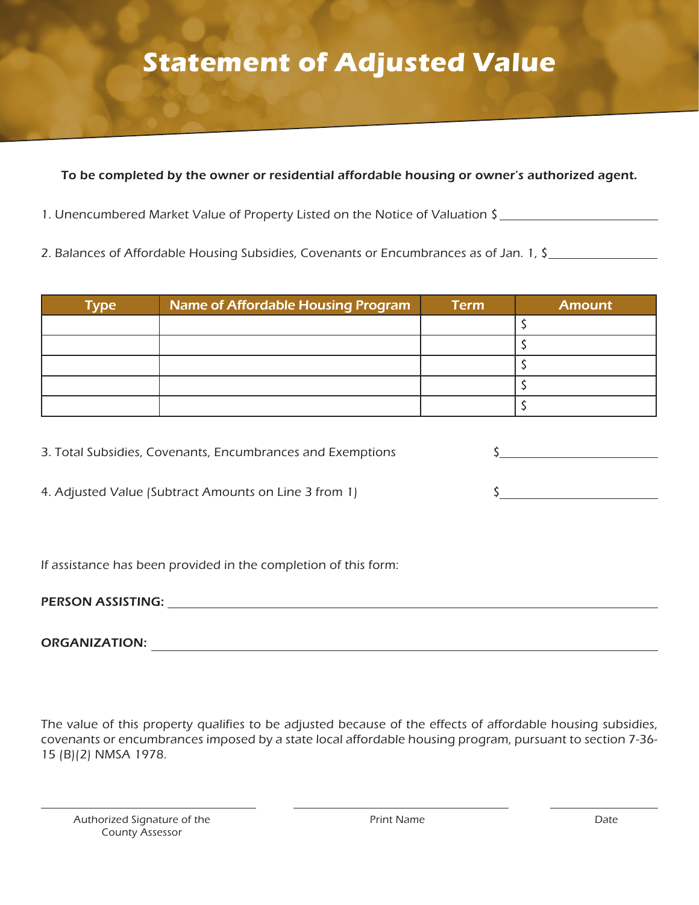# Statement of Adjusted Value

**To be completed by the owner or residential affordable housing or owner's authorized agent.**

1. Unencumbered Market Value of Property Listed on the Notice of Valuation $ ______________________

2. Balances of Affordable Housing Subsidies, Covenants or Encumbrances as of Jan. 1, $ ______________

| Type | Name of Affordable Housing Program | Term | Amount |
|---|---|---|---|
| | | | $ |
| | | | $ |
| | | | $ |
| | | | $ |
| | | | $ |

3. Total Subsidies, Covenants, Encumbrances and Exemptions $ ______________________

4. Adjusted Value (Subtract Amounts on Line 3 from 1) $ ______________________

If assistance has been provided in the completion of this form:

**PERSON ASSISTING:** ______________________________________________

**ORGANIZATION:** ______________________________________________

The value of this property qualifies to be adjusted because of the effects of affordable housing subsidies, covenants or encumbrances imposed by a state local affordable housing program, pursuant to section 7-36-15 (B)(2) NMSA 1978.

______________________ ______________________ ______________

Authorized Signature of the County Assessor | Print Name | Date